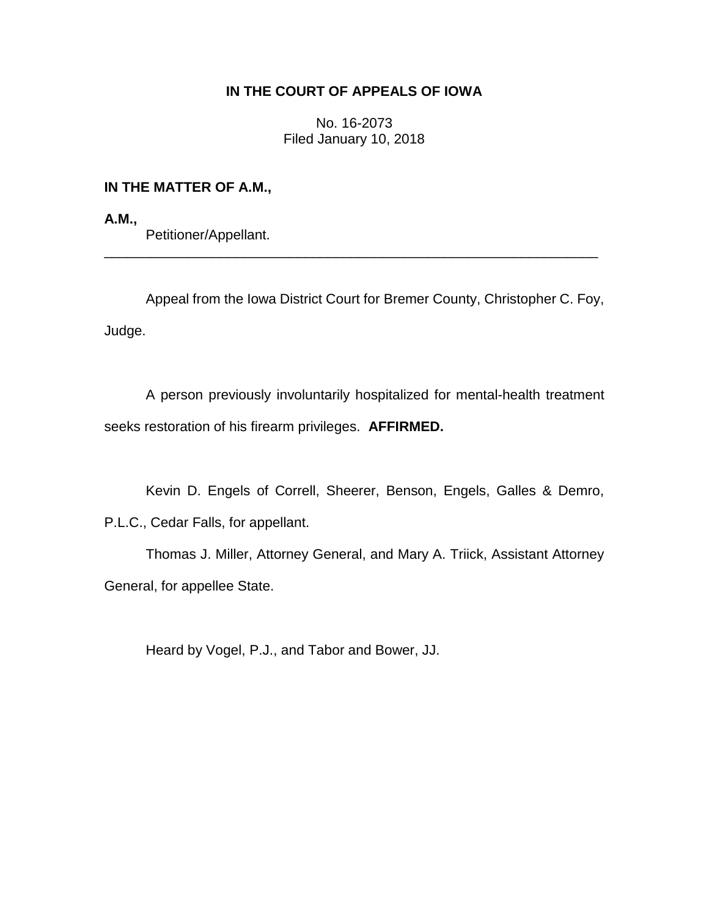**IN THE COURT OF APPEALS OF IOWA**

No. 16-2073
Filed January 10, 2018

**IN THE MATTER OF A.M.,**

**A.M.,**
Petitioner/Appellant.

---

Appeal from the Iowa District Court for Bremer County, Christopher C. Foy, Judge.

A person previously involuntarily hospitalized for mental-health treatment seeks restoration of his firearm privileges. **AFFIRMED.**

Kevin D. Engels of Correll, Sheerer, Benson, Engels, Galles & Demro, P.L.C., Cedar Falls, for appellant.

Thomas J. Miller, Attorney General, and Mary A. Triick, Assistant Attorney General, for appellee State.

Heard by Vogel, P.J., and Tabor and Bower, JJ.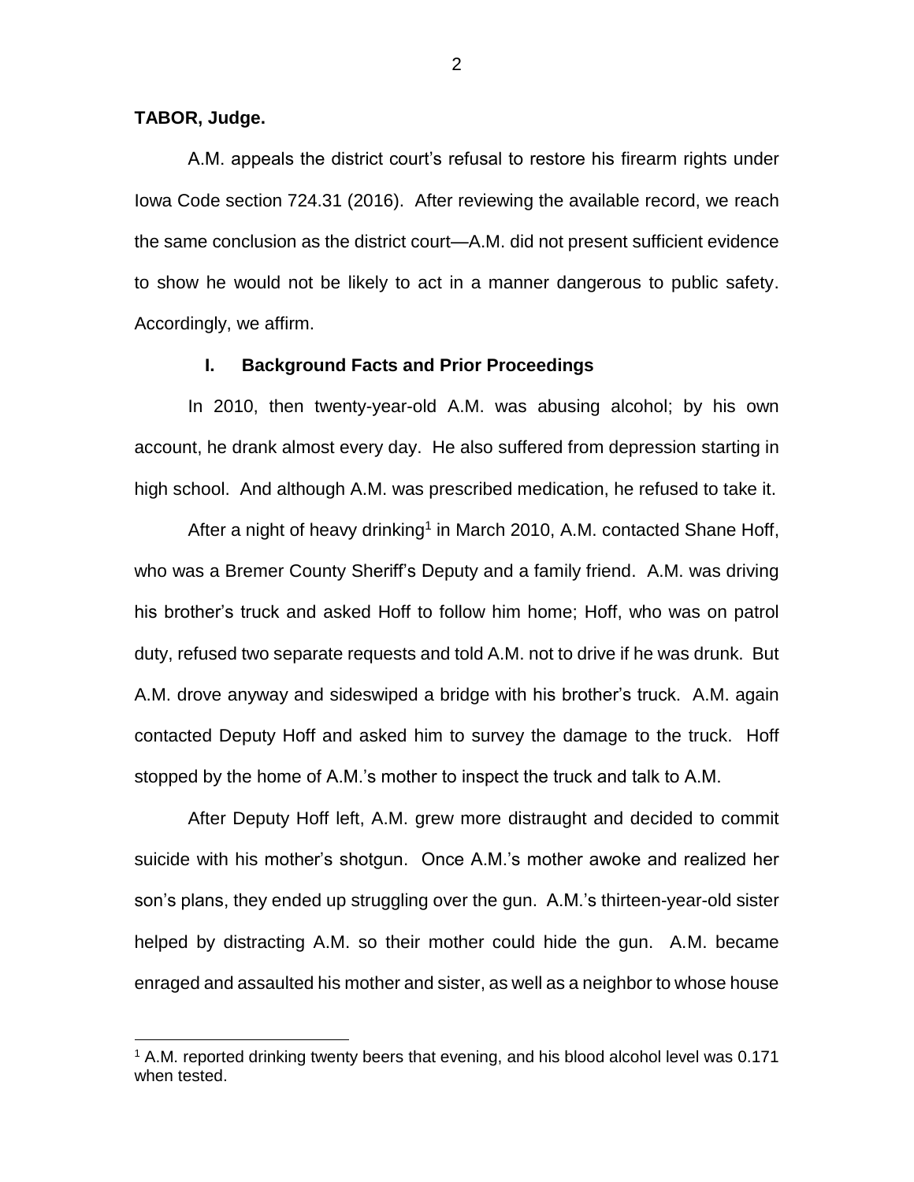**TABOR, Judge.**

A.M. appeals the district court's refusal to restore his firearm rights under Iowa Code section 724.31 (2016). After reviewing the available record, we reach the same conclusion as the district court—A.M. did not present sufficient evidence to show he would not be likely to act in a manner dangerous to public safety. Accordingly, we affirm.

## I. Background Facts and Prior Proceedings

In 2010, then twenty-year-old A.M. was abusing alcohol; by his own account, he drank almost every day. He also suffered from depression starting in high school. And although A.M. was prescribed medication, he refused to take it.

After a night of heavy drinking[1] in March 2010, A.M. contacted Shane Hoff, who was a Bremer County Sheriff's Deputy and a family friend. A.M. was driving his brother's truck and asked Hoff to follow him home; Hoff, who was on patrol duty, refused two separate requests and told A.M. not to drive if he was drunk. But A.M. drove anyway and sideswiped a bridge with his brother's truck. A.M. again contacted Deputy Hoff and asked him to survey the damage to the truck. Hoff stopped by the home of A.M.'s mother to inspect the truck and talk to A.M.

After Deputy Hoff left, A.M. grew more distraught and decided to commit suicide with his mother's shotgun. Once A.M.'s mother awoke and realized her son's plans, they ended up struggling over the gun. A.M.'s thirteen-year-old sister helped by distracting A.M. so their mother could hide the gun. A.M. became enraged and assaulted his mother and sister, as well as a neighbor to whose house

[1] A.M. reported drinking twenty beers that evening, and his blood alcohol level was 0.171 when tested.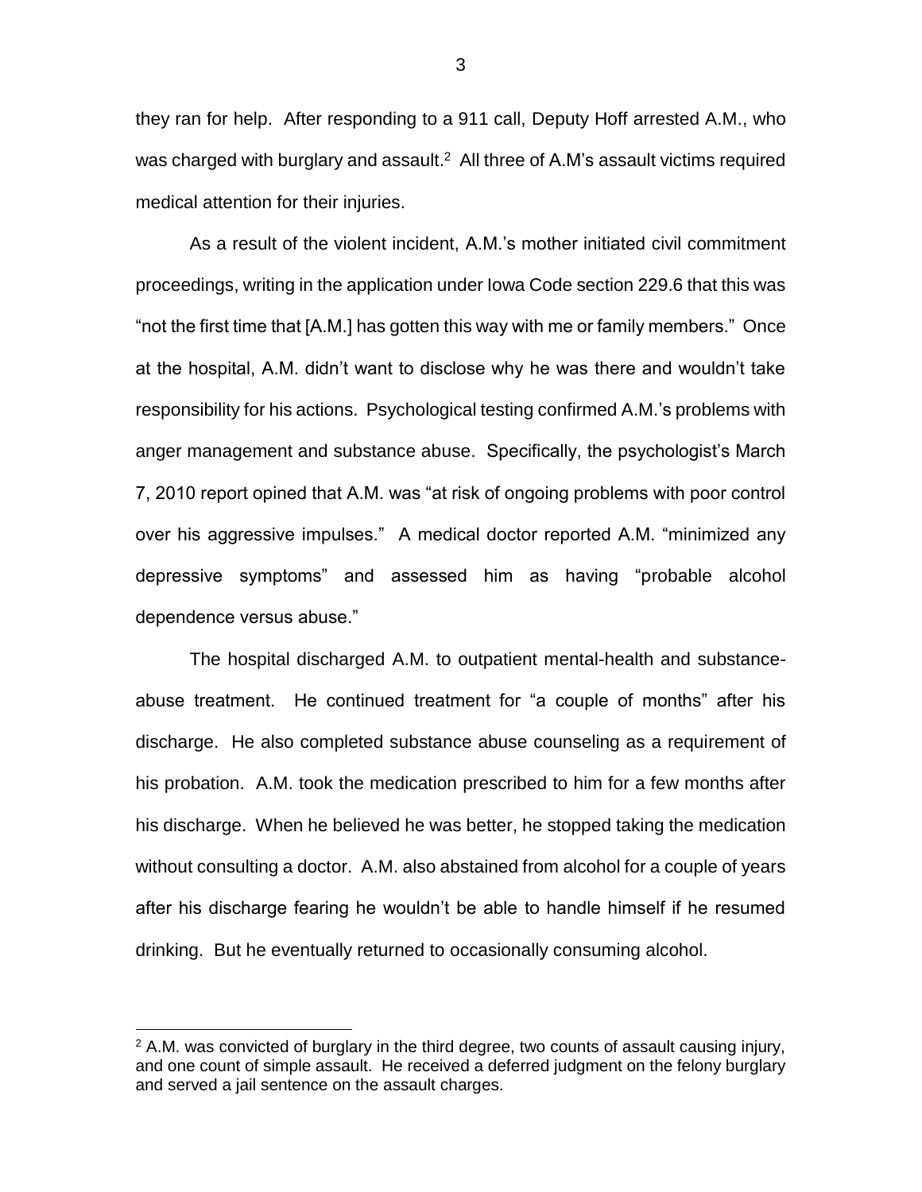they ran for help. After responding to a 911 call, Deputy Hoff arrested A.M., who was charged with burglary and assault.[2] All three of A.M's assault victims required medical attention for their injuries.

As a result of the violent incident, A.M.'s mother initiated civil commitment proceedings, writing in the application under Iowa Code section 229.6 that this was "not the first time that [A.M.] has gotten this way with me or family members." Once at the hospital, A.M. didn't want to disclose why he was there and wouldn't take responsibility for his actions. Psychological testing confirmed A.M.'s problems with anger management and substance abuse. Specifically, the psychologist's March 7, 2010 report opined that A.M. was "at risk of ongoing problems with poor control over his aggressive impulses." A medical doctor reported A.M. "minimized any depressive symptoms" and assessed him as having "probable alcohol dependence versus abuse."

The hospital discharged A.M. to outpatient mental-health and substance-abuse treatment. He continued treatment for "a couple of months" after his discharge. He also completed substance abuse counseling as a requirement of his probation. A.M. took the medication prescribed to him for a few months after his discharge. When he believed he was better, he stopped taking the medication without consulting a doctor. A.M. also abstained from alcohol for a couple of years after his discharge fearing he wouldn't be able to handle himself if he resumed drinking. But he eventually returned to occasionally consuming alcohol.

---

[2] A.M. was convicted of burglary in the third degree, two counts of assault causing injury, and one count of simple assault. He received a deferred judgment on the felony burglary and served a jail sentence on the assault charges.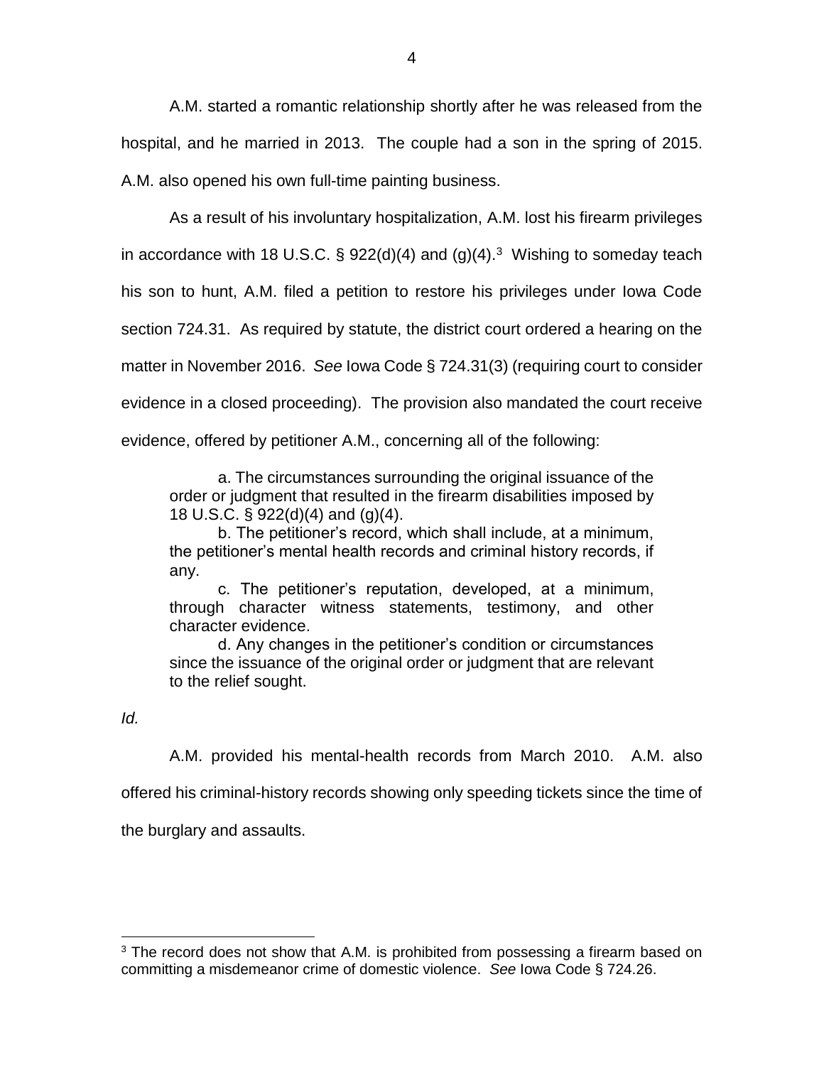A.M. started a romantic relationship shortly after he was released from the hospital, and he married in 2013. The couple had a son in the spring of 2015. A.M. also opened his own full-time painting business.

As a result of his involuntary hospitalization, A.M. lost his firearm privileges in accordance with 18 U.S.C. § 922(d)(4) and (g)(4).[3] Wishing to someday teach his son to hunt, A.M. filed a petition to restore his privileges under Iowa Code section 724.31. As required by statute, the district court ordered a hearing on the matter in November 2016. *See* Iowa Code § 724.31(3) (requiring court to consider evidence in a closed proceeding). The provision also mandated the court receive evidence, offered by petitioner A.M., concerning all of the following:

> a. The circumstances surrounding the original issuance of the order or judgment that resulted in the firearm disabilities imposed by 18 U.S.C. § 922(d)(4) and (g)(4).
>
> b. The petitioner's record, which shall include, at a minimum, the petitioner's mental health records and criminal history records, if any.
>
> c. The petitioner's reputation, developed, at a minimum, through character witness statements, testimony, and other character evidence.
>
> d. Any changes in the petitioner's condition or circumstances since the issuance of the original order or judgment that are relevant to the relief sought.

*Id.*

A.M. provided his mental-health records from March 2010. A.M. also offered his criminal-history records showing only speeding tickets since the time of the burglary and assaults.

---

[3] The record does not show that A.M. is prohibited from possessing a firearm based on committing a misdemeanor crime of domestic violence. *See* Iowa Code § 724.26.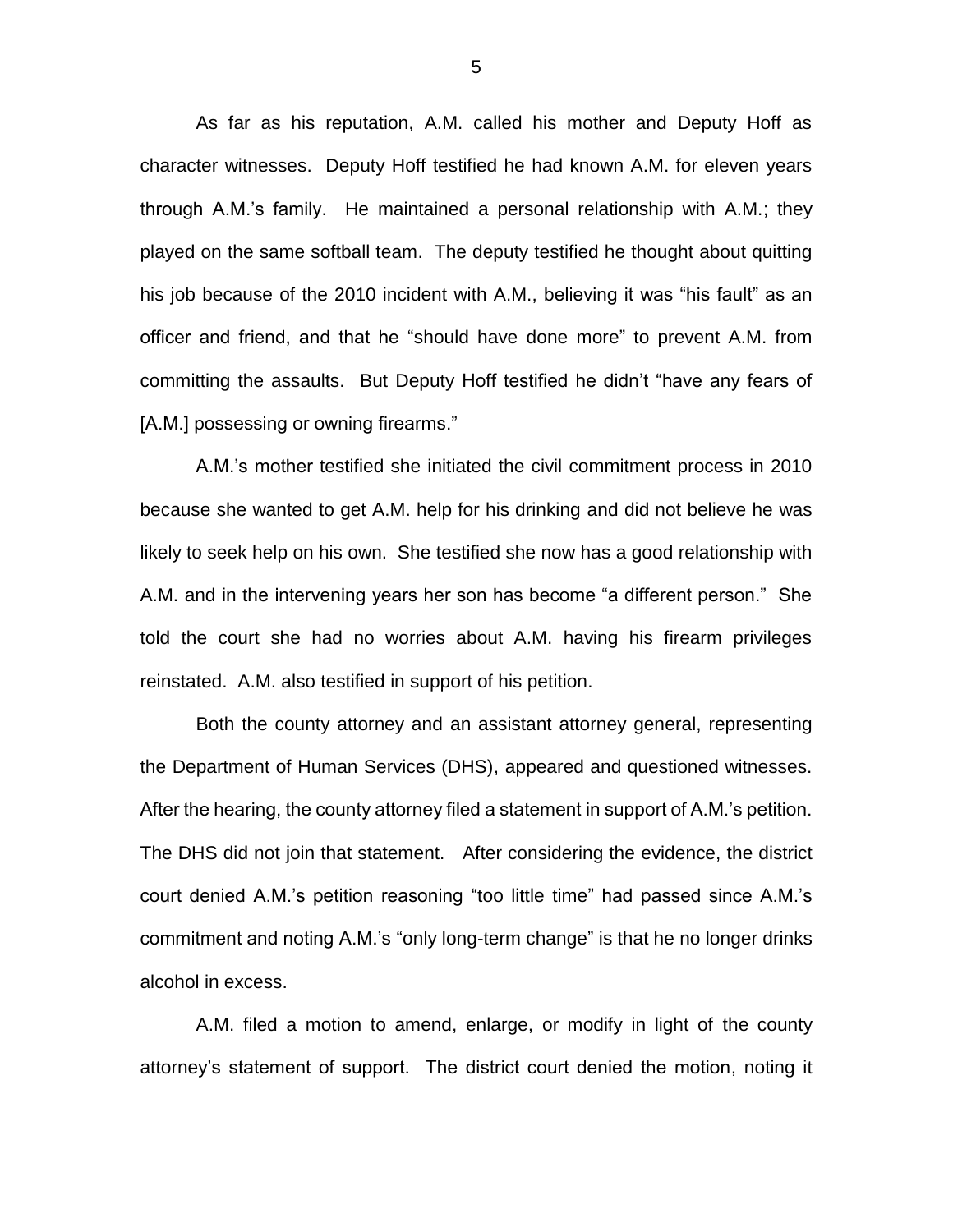As far as his reputation, A.M. called his mother and Deputy Hoff as character witnesses. Deputy Hoff testified he had known A.M. for eleven years through A.M.'s family. He maintained a personal relationship with A.M.; they played on the same softball team. The deputy testified he thought about quitting his job because of the 2010 incident with A.M., believing it was "his fault" as an officer and friend, and that he "should have done more" to prevent A.M. from committing the assaults. But Deputy Hoff testified he didn't "have any fears of [A.M.] possessing or owning firearms."

A.M.'s mother testified she initiated the civil commitment process in 2010 because she wanted to get A.M. help for his drinking and did not believe he was likely to seek help on his own. She testified she now has a good relationship with A.M. and in the intervening years her son has become "a different person." She told the court she had no worries about A.M. having his firearm privileges reinstated. A.M. also testified in support of his petition.

Both the county attorney and an assistant attorney general, representing the Department of Human Services (DHS), appeared and questioned witnesses. After the hearing, the county attorney filed a statement in support of A.M.'s petition. The DHS did not join that statement. After considering the evidence, the district court denied A.M.'s petition reasoning "too little time" had passed since A.M.'s commitment and noting A.M.'s "only long-term change" is that he no longer drinks alcohol in excess.

A.M. filed a motion to amend, enlarge, or modify in light of the county attorney's statement of support. The district court denied the motion, noting it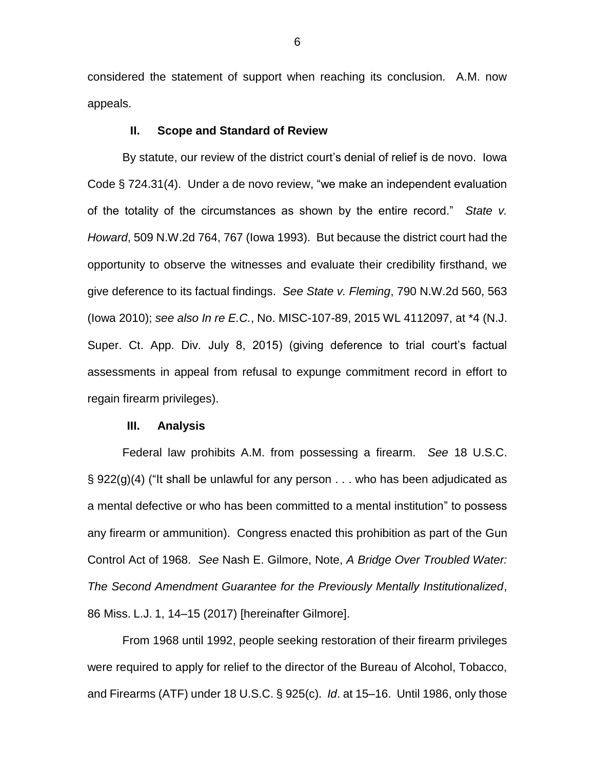considered the statement of support when reaching its conclusion. A.M. now appeals.

## II. Scope and Standard of Review

By statute, our review of the district court's denial of relief is de novo. Iowa Code § 724.31(4). Under a de novo review, "we make an independent evaluation of the totality of the circumstances as shown by the entire record." *State v. Howard*, 509 N.W.2d 764, 767 (Iowa 1993). But because the district court had the opportunity to observe the witnesses and evaluate their credibility firsthand, we give deference to its factual findings. *See State v. Fleming*, 790 N.W.2d 560, 563 (Iowa 2010); *see also In re E.C.*, No. MISC-107-89, 2015 WL 4112097, at *4 (N.J. Super. Ct. App. Div. July 8, 2015) (giving deference to trial court's factual assessments in appeal from refusal to expunge commitment record in effort to regain firearm privileges).

## III. Analysis

Federal law prohibits A.M. from possessing a firearm. *See* 18 U.S.C. § 922(g)(4) ("It shall be unlawful for any person . . . who has been adjudicated as a mental defective or who has been committed to a mental institution" to possess any firearm or ammunition). Congress enacted this prohibition as part of the Gun Control Act of 1968. *See* Nash E. Gilmore, Note, *A Bridge Over Troubled Water: The Second Amendment Guarantee for the Previously Mentally Institutionalized*, 86 Miss. L.J. 1, 14–15 (2017) [hereinafter Gilmore].

From 1968 until 1992, people seeking restoration of their firearm privileges were required to apply for relief to the director of the Bureau of Alcohol, Tobacco, and Firearms (ATF) under 18 U.S.C. § 925(c). *Id*. at 15–16. Until 1986, only those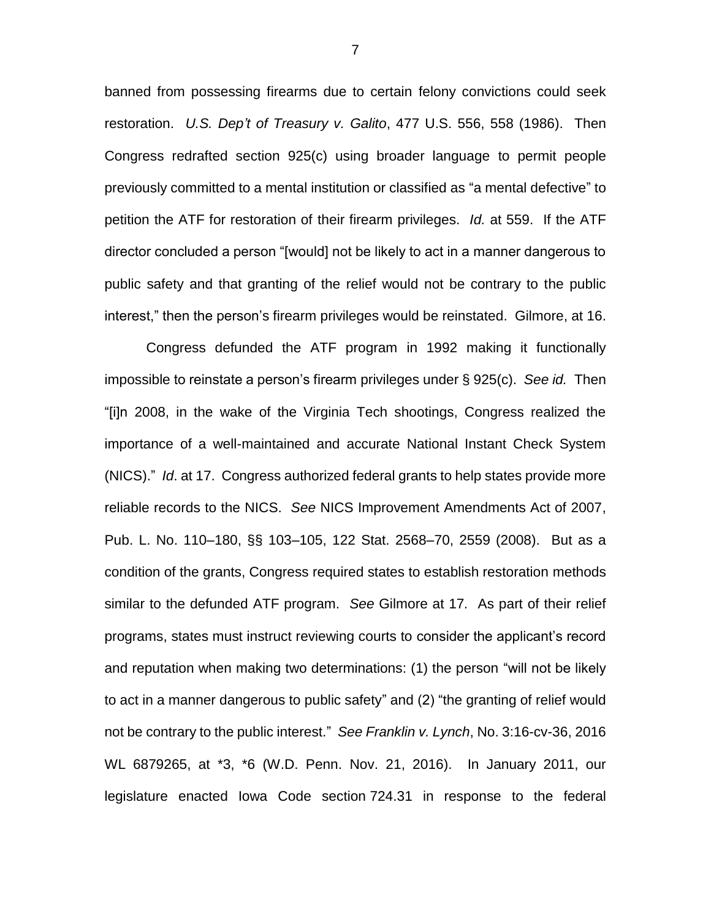banned from possessing firearms due to certain felony convictions could seek restoration. *U.S. Dep't of Treasury v. Galito*, 477 U.S. 556, 558 (1986). Then Congress redrafted section 925(c) using broader language to permit people previously committed to a mental institution or classified as "a mental defective" to petition the ATF for restoration of their firearm privileges. *Id.* at 559. If the ATF director concluded a person "[would] not be likely to act in a manner dangerous to public safety and that granting of the relief would not be contrary to the public interest," then the person's firearm privileges would be reinstated. Gilmore, at 16.

Congress defunded the ATF program in 1992 making it functionally impossible to reinstate a person's firearm privileges under § 925(c). *See id.* Then "[i]n 2008, in the wake of the Virginia Tech shootings, Congress realized the importance of a well-maintained and accurate National Instant Check System (NICS)." *Id*. at 17. Congress authorized federal grants to help states provide more reliable records to the NICS. *See* NICS Improvement Amendments Act of 2007, Pub. L. No. 110–180, §§ 103–105, 122 Stat. 2568–70, 2559 (2008). But as a condition of the grants, Congress required states to establish restoration methods similar to the defunded ATF program. *See* Gilmore at 17*.* As part of their relief programs, states must instruct reviewing courts to consider the applicant's record and reputation when making two determinations: (1) the person "will not be likely to act in a manner dangerous to public safety" and (2) "the granting of relief would not be contrary to the public interest." *See Franklin v. Lynch*, No. 3:16-cv-36, 2016 WL 6879265, at \*3, \*6 (W.D. Penn. Nov. 21, 2016). In January 2011, our legislature enacted Iowa Code section 724.31 in response to the federal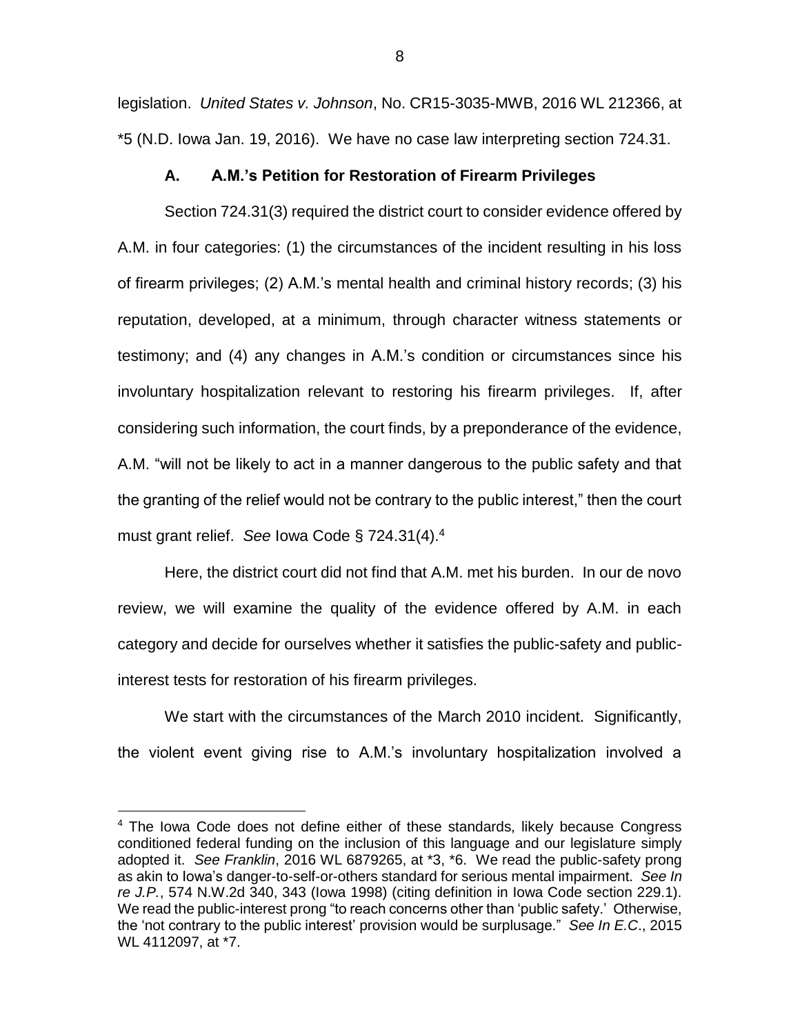legislation. *United States v. Johnson*, No. CR15-3035-MWB, 2016 WL 212366, at *5 (N.D. Iowa Jan. 19, 2016). We have no case law interpreting section 724.31.

### A. A.M.'s Petition for Restoration of Firearm Privileges

Section 724.31(3) required the district court to consider evidence offered by A.M. in four categories: (1) the circumstances of the incident resulting in his loss of firearm privileges; (2) A.M.'s mental health and criminal history records; (3) his reputation, developed, at a minimum, through character witness statements or testimony; and (4) any changes in A.M.'s condition or circumstances since his involuntary hospitalization relevant to restoring his firearm privileges. If, after considering such information, the court finds, by a preponderance of the evidence, A.M. "will not be likely to act in a manner dangerous to the public safety and that the granting of the relief would not be contrary to the public interest," then the court must grant relief. *See* Iowa Code § 724.31(4).[4]

Here, the district court did not find that A.M. met his burden. In our de novo review, we will examine the quality of the evidence offered by A.M. in each category and decide for ourselves whether it satisfies the public-safety and public-interest tests for restoration of his firearm privileges.

We start with the circumstances of the March 2010 incident. Significantly, the violent event giving rise to A.M.'s involuntary hospitalization involved a

---

[4] The Iowa Code does not define either of these standards, likely because Congress conditioned federal funding on the inclusion of this language and our legislature simply adopted it. *See Franklin*, 2016 WL 6879265, at *3, *6. We read the public-safety prong as akin to Iowa's danger-to-self-or-others standard for serious mental impairment. *See In re J.P.*, 574 N.W.2d 340, 343 (Iowa 1998) (citing definition in Iowa Code section 229.1). We read the public-interest prong "to reach concerns other than 'public safety.' Otherwise, the 'not contrary to the public interest' provision would be surplusage." *See In E.C.*, 2015 WL 4112097, at *7.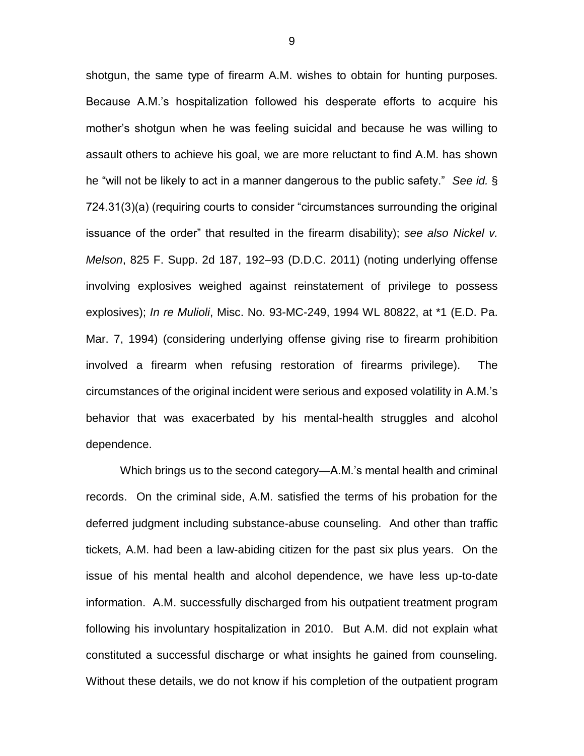shotgun, the same type of firearm A.M. wishes to obtain for hunting purposes. Because A.M.'s hospitalization followed his desperate efforts to acquire his mother's shotgun when he was feeling suicidal and because he was willing to assault others to achieve his goal, we are more reluctant to find A.M. has shown he "will not be likely to act in a manner dangerous to the public safety." *See id.* § 724.31(3)(a) (requiring courts to consider "circumstances surrounding the original issuance of the order" that resulted in the firearm disability); *see also Nickel v. Melson*, 825 F. Supp. 2d 187, 192–93 (D.D.C. 2011) (noting underlying offense involving explosives weighed against reinstatement of privilege to possess explosives); *In re Mulioli*, Misc. No. 93-MC-249, 1994 WL 80822, at *1 (E.D. Pa. Mar. 7, 1994) (considering underlying offense giving rise to firearm prohibition involved a firearm when refusing restoration of firearms privilege). The circumstances of the original incident were serious and exposed volatility in A.M.'s behavior that was exacerbated by his mental-health struggles and alcohol dependence.

Which brings us to the second category—A.M.'s mental health and criminal records. On the criminal side, A.M. satisfied the terms of his probation for the deferred judgment including substance-abuse counseling. And other than traffic tickets, A.M. had been a law-abiding citizen for the past six plus years. On the issue of his mental health and alcohol dependence, we have less up-to-date information. A.M. successfully discharged from his outpatient treatment program following his involuntary hospitalization in 2010. But A.M. did not explain what constituted a successful discharge or what insights he gained from counseling. Without these details, we do not know if his completion of the outpatient program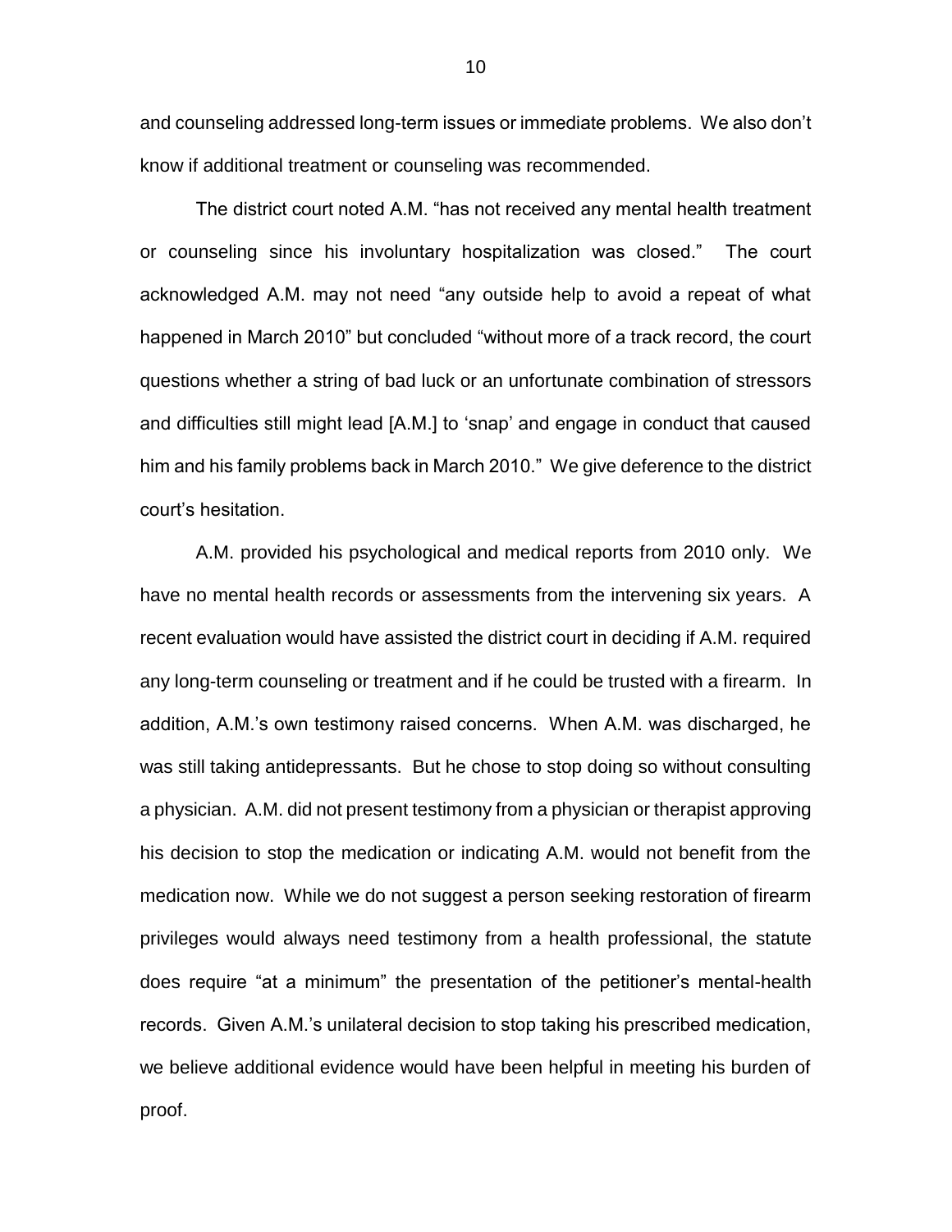and counseling addressed long-term issues or immediate problems. We also don't know if additional treatment or counseling was recommended.

The district court noted A.M. "has not received any mental health treatment or counseling since his involuntary hospitalization was closed." The court acknowledged A.M. may not need "any outside help to avoid a repeat of what happened in March 2010" but concluded "without more of a track record, the court questions whether a string of bad luck or an unfortunate combination of stressors and difficulties still might lead [A.M.] to 'snap' and engage in conduct that caused him and his family problems back in March 2010." We give deference to the district court's hesitation.

A.M. provided his psychological and medical reports from 2010 only. We have no mental health records or assessments from the intervening six years. A recent evaluation would have assisted the district court in deciding if A.M. required any long-term counseling or treatment and if he could be trusted with a firearm. In addition, A.M.'s own testimony raised concerns. When A.M. was discharged, he was still taking antidepressants. But he chose to stop doing so without consulting a physician. A.M. did not present testimony from a physician or therapist approving his decision to stop the medication or indicating A.M. would not benefit from the medication now. While we do not suggest a person seeking restoration of firearm privileges would always need testimony from a health professional, the statute does require "at a minimum" the presentation of the petitioner's mental-health records. Given A.M.'s unilateral decision to stop taking his prescribed medication, we believe additional evidence would have been helpful in meeting his burden of proof.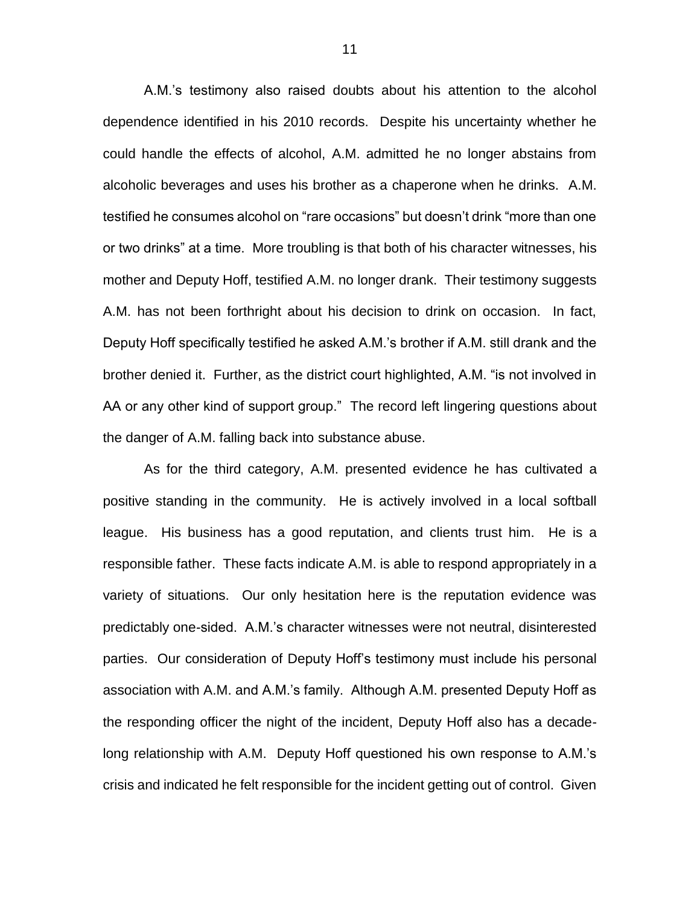A.M.'s testimony also raised doubts about his attention to the alcohol dependence identified in his 2010 records. Despite his uncertainty whether he could handle the effects of alcohol, A.M. admitted he no longer abstains from alcoholic beverages and uses his brother as a chaperone when he drinks. A.M. testified he consumes alcohol on "rare occasions" but doesn't drink "more than one or two drinks" at a time. More troubling is that both of his character witnesses, his mother and Deputy Hoff, testified A.M. no longer drank. Their testimony suggests A.M. has not been forthright about his decision to drink on occasion. In fact, Deputy Hoff specifically testified he asked A.M.'s brother if A.M. still drank and the brother denied it. Further, as the district court highlighted, A.M. "is not involved in AA or any other kind of support group." The record left lingering questions about the danger of A.M. falling back into substance abuse.

As for the third category, A.M. presented evidence he has cultivated a positive standing in the community. He is actively involved in a local softball league. His business has a good reputation, and clients trust him. He is a responsible father. These facts indicate A.M. is able to respond appropriately in a variety of situations. Our only hesitation here is the reputation evidence was predictably one-sided. A.M.'s character witnesses were not neutral, disinterested parties. Our consideration of Deputy Hoff's testimony must include his personal association with A.M. and A.M.'s family. Although A.M. presented Deputy Hoff as the responding officer the night of the incident, Deputy Hoff also has a decade-long relationship with A.M. Deputy Hoff questioned his own response to A.M.'s crisis and indicated he felt responsible for the incident getting out of control. Given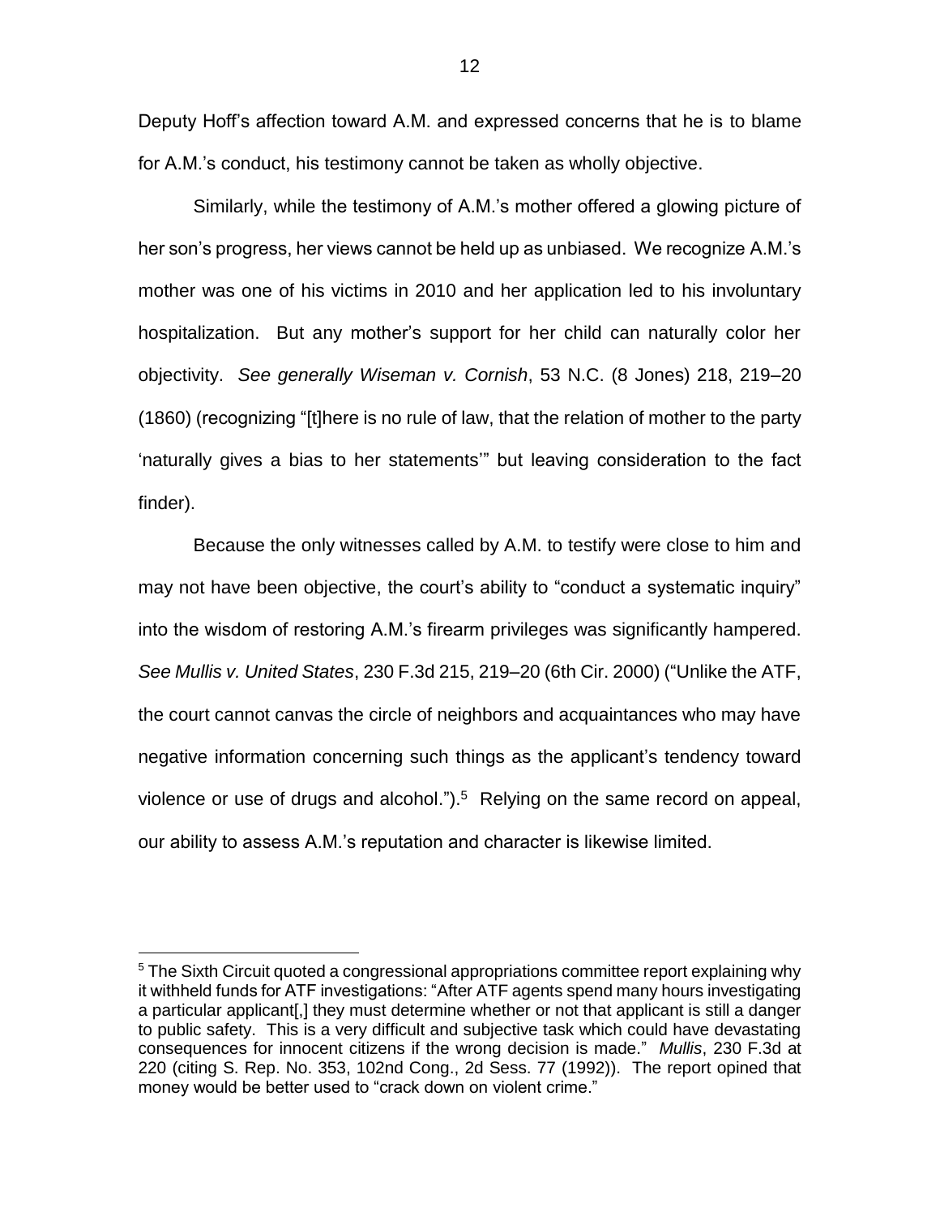Deputy Hoff's affection toward A.M. and expressed concerns that he is to blame for A.M.'s conduct, his testimony cannot be taken as wholly objective.

Similarly, while the testimony of A.M.'s mother offered a glowing picture of her son's progress, her views cannot be held up as unbiased. We recognize A.M.'s mother was one of his victims in 2010 and her application led to his involuntary hospitalization. But any mother's support for her child can naturally color her objectivity. *See generally Wiseman v. Cornish*, 53 N.C. (8 Jones) 218, 219–20 (1860) (recognizing "[t]here is no rule of law, that the relation of mother to the party 'naturally gives a bias to her statements'" but leaving consideration to the fact finder).

Because the only witnesses called by A.M. to testify were close to him and may not have been objective, the court's ability to "conduct a systematic inquiry" into the wisdom of restoring A.M.'s firearm privileges was significantly hampered. *See Mullis v. United States*, 230 F.3d 215, 219–20 (6th Cir. 2000) ("Unlike the ATF, the court cannot canvas the circle of neighbors and acquaintances who may have negative information concerning such things as the applicant's tendency toward violence or use of drugs and alcohol.").[5] Relying on the same record on appeal, our ability to assess A.M.'s reputation and character is likewise limited.

---

[5] The Sixth Circuit quoted a congressional appropriations committee report explaining why it withheld funds for ATF investigations: "After ATF agents spend many hours investigating a particular applicant[,] they must determine whether or not that applicant is still a danger to public safety. This is a very difficult and subjective task which could have devastating consequences for innocent citizens if the wrong decision is made." *Mullis*, 230 F.3d at 220 (citing S. Rep. No. 353, 102nd Cong., 2d Sess. 77 (1992)). The report opined that money would be better used to "crack down on violent crime."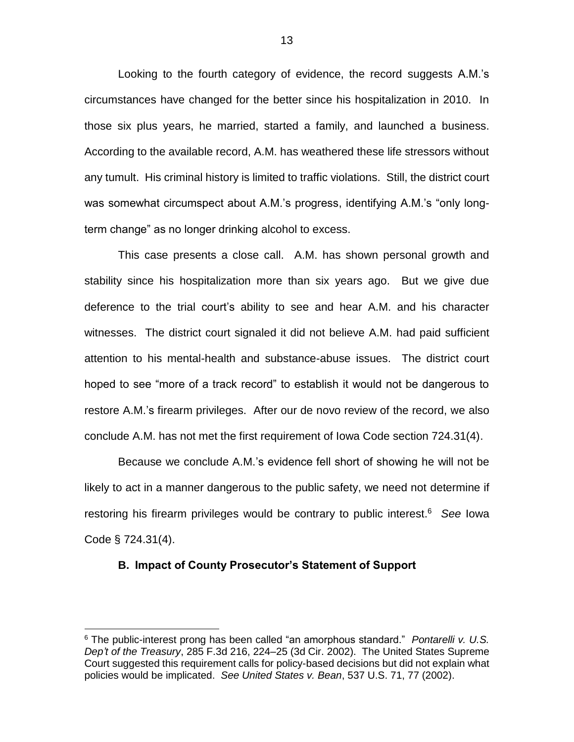Looking to the fourth category of evidence, the record suggests A.M.'s circumstances have changed for the better since his hospitalization in 2010. In those six plus years, he married, started a family, and launched a business. According to the available record, A.M. has weathered these life stressors without any tumult. His criminal history is limited to traffic violations. Still, the district court was somewhat circumspect about A.M.'s progress, identifying A.M.'s "only long-term change" as no longer drinking alcohol to excess.

This case presents a close call. A.M. has shown personal growth and stability since his hospitalization more than six years ago. But we give due deference to the trial court's ability to see and hear A.M. and his character witnesses. The district court signaled it did not believe A.M. had paid sufficient attention to his mental-health and substance-abuse issues. The district court hoped to see "more of a track record" to establish it would not be dangerous to restore A.M.'s firearm privileges. After our de novo review of the record, we also conclude A.M. has not met the first requirement of Iowa Code section 724.31(4).

Because we conclude A.M.'s evidence fell short of showing he will not be likely to act in a manner dangerous to the public safety, we need not determine if restoring his firearm privileges would be contrary to public interest.[6] *See* Iowa Code § 724.31(4).

### B. Impact of County Prosecutor's Statement of Support

---

[6] The public-interest prong has been called "an amorphous standard." *Pontarelli v. U.S. Dep't of the Treasury*, 285 F.3d 216, 224–25 (3d Cir. 2002). The United States Supreme Court suggested this requirement calls for policy-based decisions but did not explain what policies would be implicated. *See United States v. Bean*, 537 U.S. 71, 77 (2002).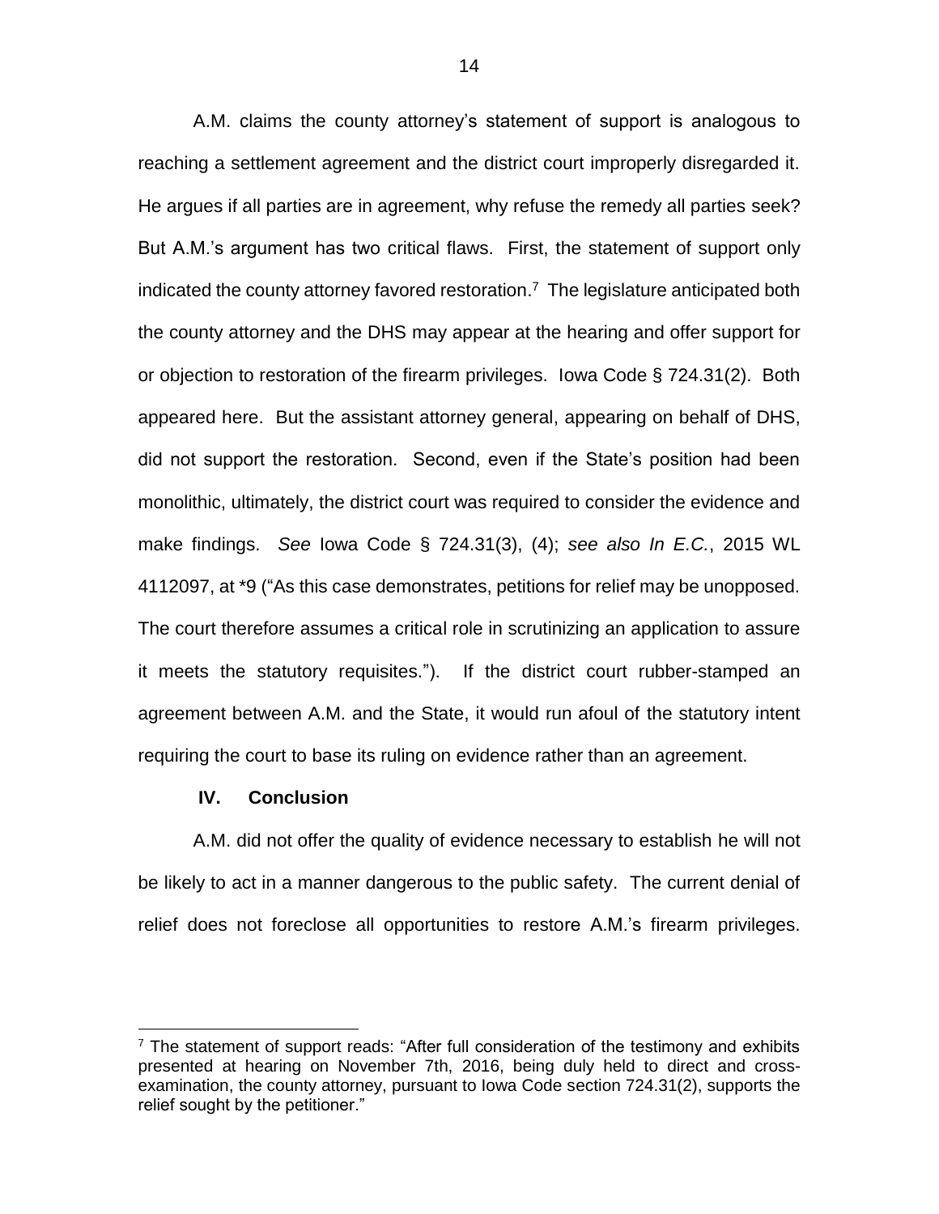A.M. claims the county attorney's statement of support is analogous to reaching a settlement agreement and the district court improperly disregarded it. He argues if all parties are in agreement, why refuse the remedy all parties seek? But A.M.'s argument has two critical flaws. First, the statement of support only indicated the county attorney favored restoration.[7] The legislature anticipated both the county attorney and the DHS may appear at the hearing and offer support for or objection to restoration of the firearm privileges. Iowa Code § 724.31(2). Both appeared here. But the assistant attorney general, appearing on behalf of DHS, did not support the restoration. Second, even if the State's position had been monolithic, ultimately, the district court was required to consider the evidence and make findings. *See* Iowa Code § 724.31(3), (4); *see also In E.C.*, 2015 WL 4112097, at *9 ("As this case demonstrates, petitions for relief may be unopposed. The court therefore assumes a critical role in scrutinizing an application to assure it meets the statutory requisites."). If the district court rubber-stamped an agreement between A.M. and the State, it would run afoul of the statutory intent requiring the court to base its ruling on evidence rather than an agreement.

## IV. Conclusion

A.M. did not offer the quality of evidence necessary to establish he will not be likely to act in a manner dangerous to the public safety. The current denial of relief does not foreclose all opportunities to restore A.M.'s firearm privileges.

[7] The statement of support reads: "After full consideration of the testimony and exhibits presented at hearing on November 7th, 2016, being duly held to direct and cross-examination, the county attorney, pursuant to Iowa Code section 724.31(2), supports the relief sought by the petitioner."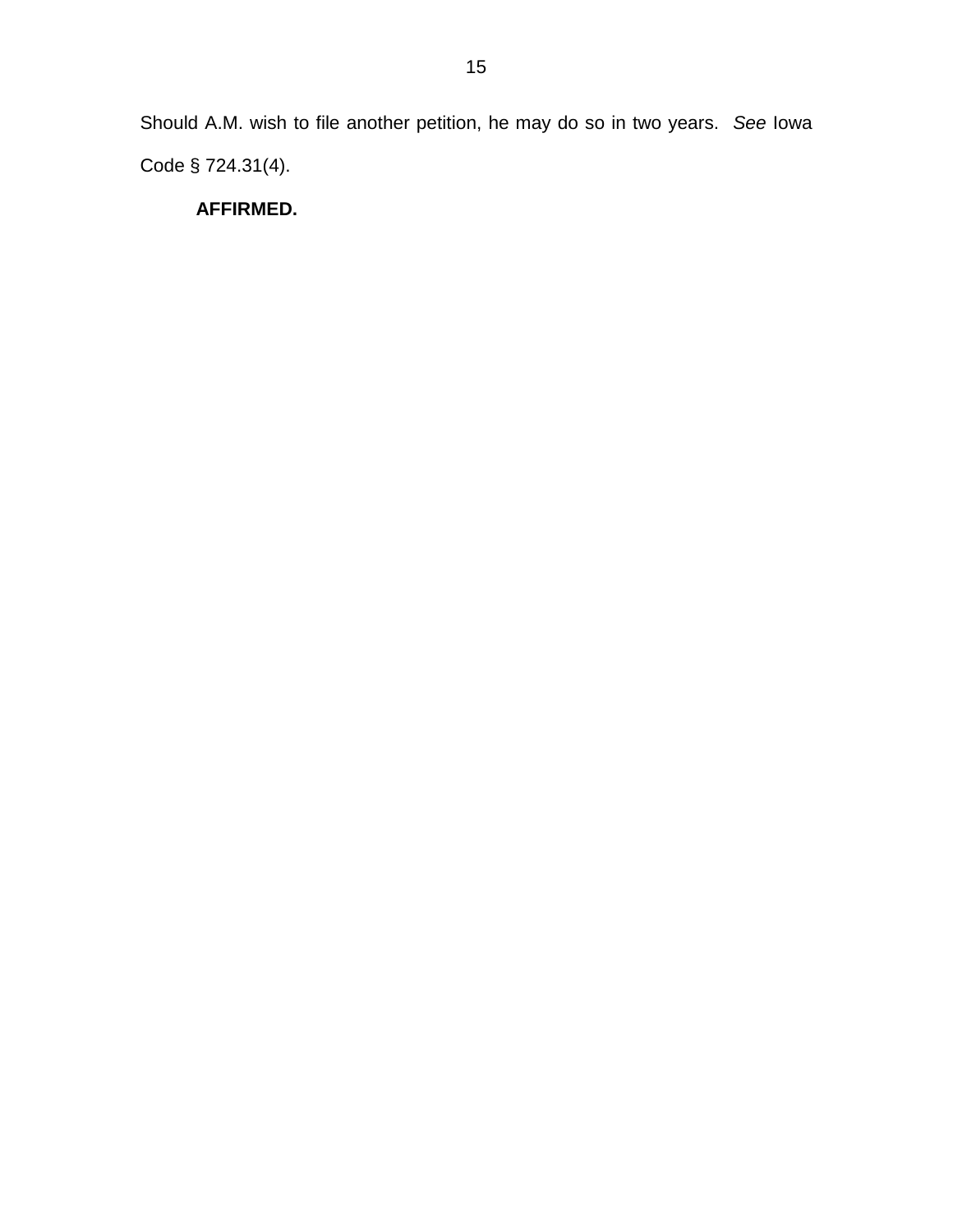Should A.M. wish to file another petition, he may do so in two years. *See* Iowa Code § 724.31(4).

**AFFIRMED.**